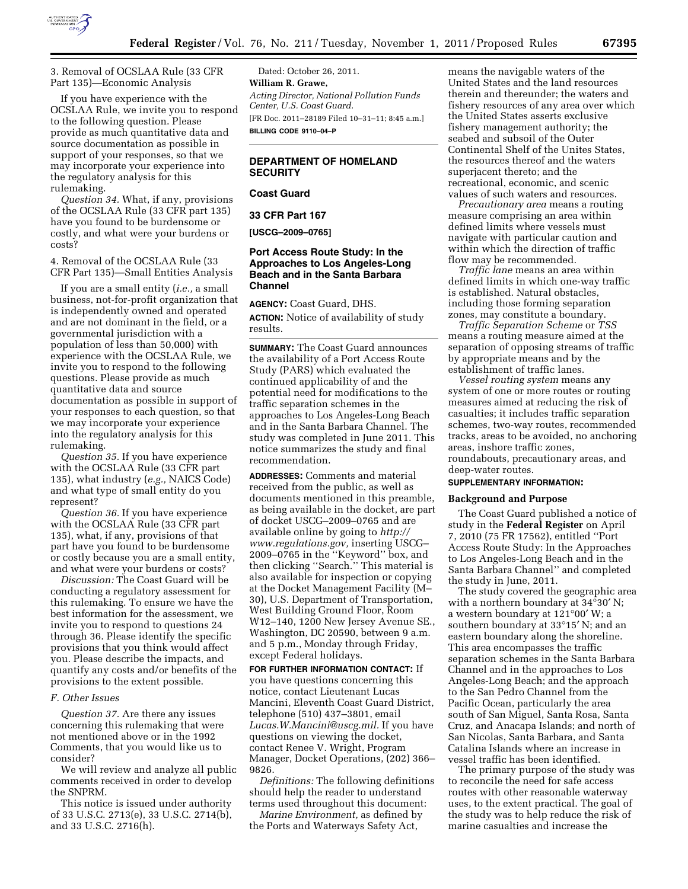3. Removal of OCSLAA Rule (33 CFR Part 135)—Economic Analysis

If you have experience with the OCSLAA Rule, we invite you to respond to the following question. Please provide as much quantitative data and source documentation as possible in support of your responses, so that we may incorporate your experience into the regulatory analysis for this rulemaking.

*Question 34.* What, if any, provisions of the OCSLAA Rule (33 CFR part 135) have you found to be burdensome or costly, and what were your burdens or costs?

4. Removal of the OCSLAA Rule (33 CFR Part 135)—Small Entities Analysis

If you are a small entity (*i.e.,* a small business, not-for-profit organization that is independently owned and operated and are not dominant in the field, or a governmental jurisdiction with a population of less than 50,000) with experience with the OCSLAA Rule, we invite you to respond to the following questions. Please provide as much quantitative data and source documentation as possible in support of your responses to each question, so that we may incorporate your experience into the regulatory analysis for this rulemaking.

*Question 35.* If you have experience with the OCSLAA Rule (33 CFR part 135), what industry (*e.g.,* NAICS Code) and what type of small entity do you represent?

*Question 36.* If you have experience with the OCSLAA Rule (33 CFR part 135), what, if any, provisions of that part have you found to be burdensome or costly because you are a small entity, and what were your burdens or costs?

*Discussion:* The Coast Guard will be conducting a regulatory assessment for this rulemaking. To ensure we have the best information for the assessment, we invite you to respond to questions 24 through 36. Please identify the specific provisions that you think would affect you. Please describe the impacts, and quantify any costs and/or benefits of the provisions to the extent possible.

*F. Other Issues*

*Question 37.* Are there any issues concerning this rulemaking that were not mentioned above or in the 1992 Comments, that you would like us to consider?

We will review and analyze all public comments received in order to develop the SNPRM.

This notice is issued under authority of 33 U.S.C. 2713(e), 33 U.S.C. 2714(b), and 33 U.S.C. 2716(h).

Dated: October 26, 2011.

**William R. Grawe,**

*Acting Director, National Pollution Funds Center, U.S. Coast Guard.*

[FR Doc. 2011–28189 Filed 10–31–11; 8:45 a.m.]

**BILLING CODE 9110–04–P**

## DEPARTMENT OF HOMELAND SECURITY

### Coast Guard

### 33 CFR Part 167

### [USCG–2009–0765]

### Port Access Route Study: In the Approaches to Los Angeles-Long Beach and in the Santa Barbara Channel

**AGENCY:** Coast Guard, DHS.

**ACTION:** Notice of availability of study results.

**SUMMARY:** The Coast Guard announces the availability of a Port Access Route Study (PARS) which evaluated the continued applicability of and the potential need for modifications to the traffic separation schemes in the approaches to Los Angeles-Long Beach and in the Santa Barbara Channel. The study was completed in June 2011. This notice summarizes the study and final recommendation.

**ADDRESSES:** Comments and material received from the public, as well as documents mentioned in this preamble, as being available in the docket, are part of docket USCG–2009–0765 and are available online by going to *http://www.regulations.gov,* inserting USCG–2009–0765 in the ''Keyword'' box, and then clicking ''Search.'' This material is also available for inspection or copying at the Docket Management Facility (M–30), U.S. Department of Transportation, West Building Ground Floor, Room W12–140, 1200 New Jersey Avenue SE., Washington, DC 20590, between 9 a.m. and 5 p.m., Monday through Friday, except Federal holidays.

**FOR FURTHER INFORMATION CONTACT:** If you have questions concerning this notice, contact Lieutenant Lucas Mancini, Eleventh Coast Guard District, telephone (510) 437–3801, email *Lucas.W.Mancini@uscg.mil.* If you have questions on viewing the docket, contact Renee V. Wright, Program Manager, Docket Operations, (202) 366–9826.

*Definitions:* The following definitions should help the reader to understand terms used throughout this document:

*Marine Environment,* as defined by the Ports and Waterways Safety Act, means the navigable waters of the United States and the land resources therein and thereunder; the waters and fishery resources of any area over which the United States asserts exclusive fishery management authority; the seabed and subsoil of the Outer Continental Shelf of the Unites States, the resources thereof and the waters superjacent thereto; and the recreational, economic, and scenic values of such waters and resources.

*Precautionary area* means a routing measure comprising an area within defined limits where vessels must navigate with particular caution and within which the direction of traffic flow may be recommended.

*Traffic lane* means an area within defined limits in which one-way traffic is established. Natural obstacles, including those forming separation zones, may constitute a boundary.

*Traffic Separation Scheme* or *TSS* means a routing measure aimed at the separation of opposing streams of traffic by appropriate means and by the establishment of traffic lanes.

*Vessel routing system* means any system of one or more routes or routing measures aimed at reducing the risk of casualties; it includes traffic separation schemes, two-way routes, recommended tracks, areas to be avoided, no anchoring areas, inshore traffic zones, roundabouts, precautionary areas, and deep-water routes.

**SUPPLEMENTARY INFORMATION:**

**Background and Purpose**

The Coast Guard published a notice of study in the **Federal Register** on April 7, 2010 (75 FR 17562), entitled ''Port Access Route Study: In the Approaches to Los Angeles-Long Beach and in the Santa Barbara Channel'' and completed the study in June, 2011.

The study covered the geographic area with a northern boundary at 34°30′ N; a western boundary at 121°00′ W; a southern boundary at 33°15′ N; and an eastern boundary along the shoreline. This area encompasses the traffic separation schemes in the Santa Barbara Channel and in the approaches to Los Angeles-Long Beach; and the approach to the San Pedro Channel from the Pacific Ocean, particularly the area south of San Miguel, Santa Rosa, Santa Cruz, and Anacapa Islands; and north of San Nicolas, Santa Barbara, and Santa Catalina Islands where an increase in vessel traffic has been identified.

The primary purpose of the study was to reconcile the need for safe access routes with other reasonable waterway uses, to the extent practical. The goal of the study was to help reduce the risk of marine casualties and increase the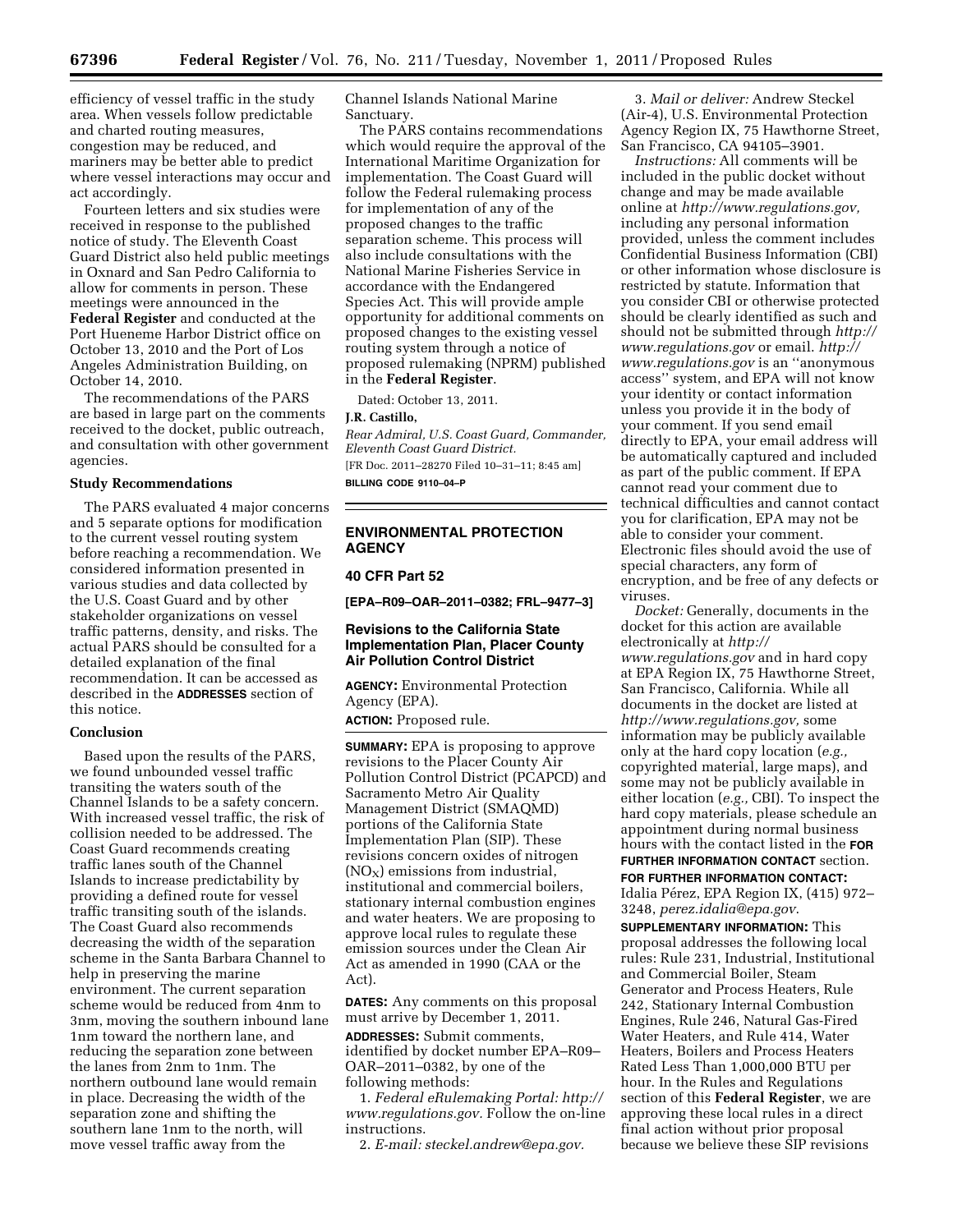efficiency of vessel traffic in the study area. When vessels follow predictable and charted routing measures, congestion may be reduced, and mariners may be better able to predict where vessel interactions may occur and act accordingly.

Fourteen letters and six studies were received in response to the published notice of study. The Eleventh Coast Guard District also held public meetings in Oxnard and San Pedro California to allow for comments in person. These meetings were announced in the **Federal Register** and conducted at the Port Hueneme Harbor District office on October 13, 2010 and the Port of Los Angeles Administration Building, on October 14, 2010.

The recommendations of the PARS are based in large part on the comments received to the docket, public outreach, and consultation with other government agencies.

### Study Recommendations

The PARS evaluated 4 major concerns and 5 separate options for modification to the current vessel routing system before reaching a recommendation. We considered information presented in various studies and data collected by the U.S. Coast Guard and by other stakeholder organizations on vessel traffic patterns, density, and risks. The actual PARS should be consulted for a detailed explanation of the final recommendation. It can be accessed as described in the **ADDRESSES** section of this notice.

### Conclusion

Based upon the results of the PARS, we found unbounded vessel traffic transiting the waters south of the Channel Islands to be a safety concern. With increased vessel traffic, the risk of collision needed to be addressed. The Coast Guard recommends creating traffic lanes south of the Channel Islands to increase predictability by providing a defined route for vessel traffic transiting south of the islands. The Coast Guard also recommends decreasing the width of the separation scheme in the Santa Barbara Channel to help in preserving the marine environment. The current separation scheme would be reduced from 4nm to 3nm, moving the southern inbound lane 1nm toward the northern lane, and reducing the separation zone between the lanes from 2nm to 1nm. The northern outbound lane would remain in place. Decreasing the width of the separation zone and shifting the southern lane 1nm to the north, will move vessel traffic away from the Channel Islands National Marine Sanctuary.

The PARS contains recommendations which would require the approval of the International Maritime Organization for implementation. The Coast Guard will follow the Federal rulemaking process for implementation of any of the proposed changes to the traffic separation scheme. This process will also include consultations with the National Marine Fisheries Service in accordance with the Endangered Species Act. This will provide ample opportunity for additional comments on proposed changes to the existing vessel routing system through a notice of proposed rulemaking (NPRM) published in the **Federal Register**.

Dated: October 13, 2011.

**J.R. Castillo,**

*Rear Admiral, U.S. Coast Guard, Commander, Eleventh Coast Guard District.*

[FR Doc. 2011–28270 Filed 10–31–11; 8:45 am]

**BILLING CODE 9110–04–P**

---

## ENVIRONMENTAL PROTECTION AGENCY

### 40 CFR Part 52

**[EPA–R09–OAR–2011–0382; FRL–9477–3]**

### Revisions to the California State Implementation Plan, Placer County Air Pollution Control District

**AGENCY:** Environmental Protection Agency (EPA).

**ACTION:** Proposed rule.

**SUMMARY:** EPA is proposing to approve revisions to the Placer County Air Pollution Control District (PCAPCD) and Sacramento Metro Air Quality Management District (SMAQMD) portions of the California State Implementation Plan (SIP). These revisions concern oxides of nitrogen ($NO_X$) emissions from industrial, institutional and commercial boilers, stationary internal combustion engines and water heaters. We are proposing to approve local rules to regulate these emission sources under the Clean Air Act as amended in 1990 (CAA or the Act).

**DATES:** Any comments on this proposal must arrive by December 1, 2011.

**ADDRESSES:** Submit comments, identified by docket number EPA–R09–OAR–2011–0382, by one of the following methods:

1. *Federal eRulemaking Portal: http://www.regulations.gov.* Follow the on-line instructions.
2. *E-mail: steckel.andrew@epa.gov.*
3. *Mail or deliver:* Andrew Steckel (Air-4), U.S. Environmental Protection Agency Region IX, 75 Hawthorne Street, San Francisco, CA 94105–3901.

*Instructions:* All comments will be included in the public docket without change and may be made available online at *http://www.regulations.gov,* including any personal information provided, unless the comment includes Confidential Business Information (CBI) or other information whose disclosure is restricted by statute. Information that you consider CBI or otherwise protected should be clearly identified as such and should not be submitted through *http://www.regulations.gov* or email. *http://www.regulations.gov* is an ''anonymous access'' system, and EPA will not know your identity or contact information unless you provide it in the body of your comment. If you send email directly to EPA, your email address will be automatically captured and included as part of the public comment. If EPA cannot read your comment due to technical difficulties and cannot contact you for clarification, EPA may not be able to consider your comment. Electronic files should avoid the use of special characters, any form of encryption, and be free of any defects or viruses.

*Docket:* Generally, documents in the docket for this action are available electronically at *http://www.regulations.gov* and in hard copy at EPA Region IX, 75 Hawthorne Street, San Francisco, California. While all documents in the docket are listed at *http://www.regulations.gov,* some information may be publicly available only at the hard copy location (*e.g.,* copyrighted material, large maps), and some may not be publicly available in either location (*e.g.,* CBI). To inspect the hard copy materials, please schedule an appointment during normal business hours with the contact listed in the **FOR FURTHER INFORMATION CONTACT** section.

**FOR FURTHER INFORMATION CONTACT:** Idalia Pérez, EPA Region IX, (415) 972–3248, *perez.idalia@epa.gov*.

**SUPPLEMENTARY INFORMATION:** This proposal addresses the following local rules: Rule 231, Industrial, Institutional and Commercial Boiler, Steam Generator and Process Heaters, Rule 242, Stationary Internal Combustion Engines, Rule 246, Natural Gas-Fired Water Heaters, and Rule 414, Water Heaters, Boilers and Process Heaters Rated Less Than 1,000,000 BTU per hour. In the Rules and Regulations section of this **Federal Register**, we are approving these local rules in a direct final action without prior proposal because we believe these SIP revisions